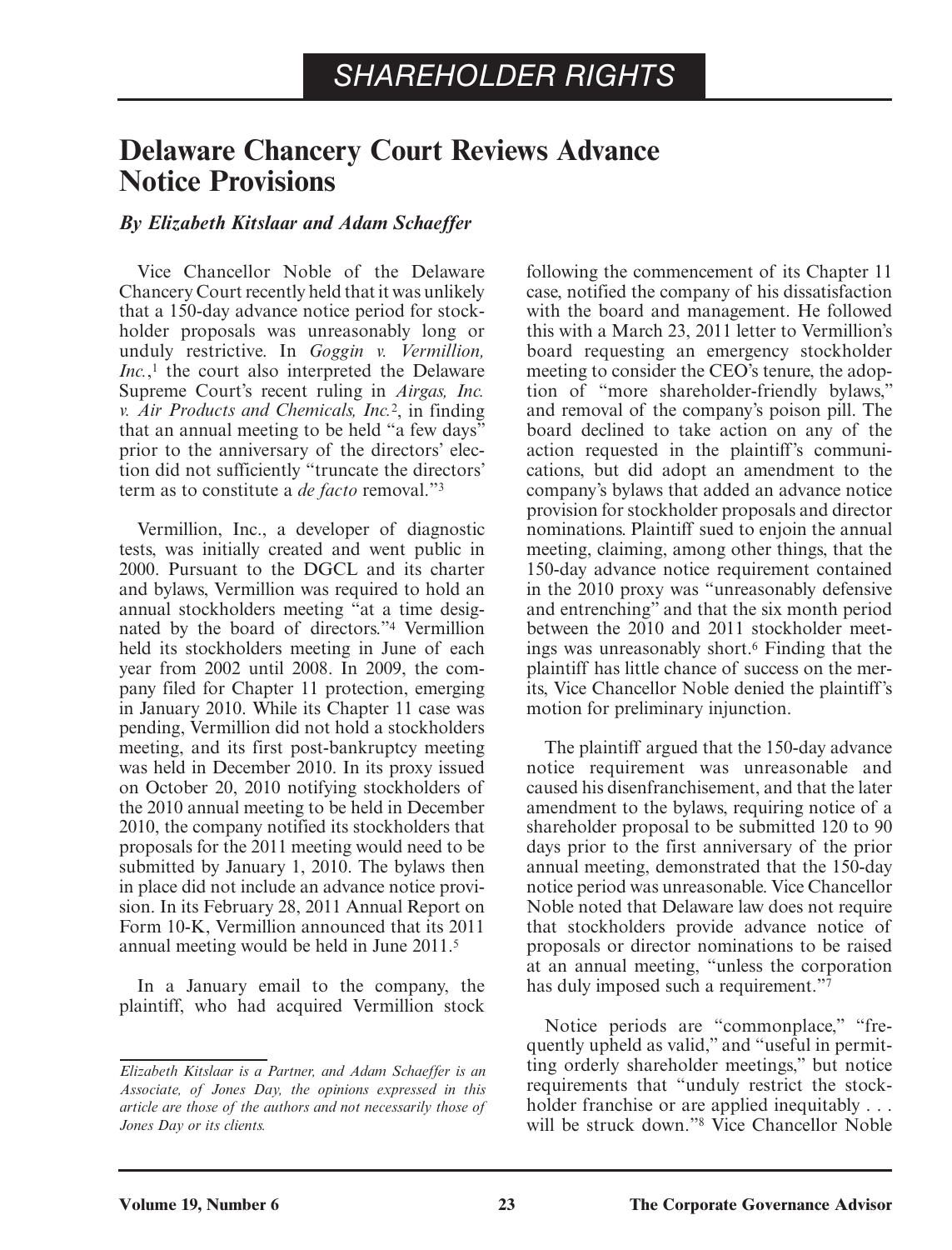# SHAREHOLDER RIGHTS

## Delaware Chancery Court Reviews Advance Notice Provisions

***By Elizabeth Kitslaar and Adam Schaeffer***

Vice Chancellor Noble of the Delaware Chancery Court recently held that it was unlikely that a 150-day advance notice period for stockholder proposals was unreasonably long or unduly restrictive. In *Goggin v. Vermillion, Inc.*,[1] the court also interpreted the Delaware Supreme Court's recent ruling in *Airgas, Inc. v. Air Products and Chemicals, Inc.*[2], in finding that an annual meeting to be held "a few days" prior to the anniversary of the directors' election did not sufficiently "truncate the directors' term as to constitute a *de facto* removal."[3]

Vermillion, Inc., a developer of diagnostic tests, was initially created and went public in 2000. Pursuant to the DGCL and its charter and bylaws, Vermillion was required to hold an annual stockholders meeting "at a time designated by the board of directors."[4] Vermillion held its stockholders meeting in June of each year from 2002 until 2008. In 2009, the company filed for Chapter 11 protection, emerging in January 2010. While its Chapter 11 case was pending, Vermillion did not hold a stockholders meeting, and its first post-bankruptcy meeting was held in December 2010. In its proxy issued on October 20, 2010 notifying stockholders of the 2010 annual meeting to be held in December 2010, the company notified its stockholders that proposals for the 2011 meeting would need to be submitted by January 1, 2010. The bylaws then in place did not include an advance notice provision. In its February 28, 2011 Annual Report on Form 10-K, Vermillion announced that its 2011 annual meeting would be held in June 2011.[5]

In a January email to the company, the plaintiff, who had acquired Vermillion stock following the commencement of its Chapter 11 case, notified the company of his dissatisfaction with the board and management. He followed this with a March 23, 2011 letter to Vermillion's board requesting an emergency stockholder meeting to consider the CEO's tenure, the adoption of "more shareholder-friendly bylaws," and removal of the company's poison pill. The board declined to take action on any of the action requested in the plaintiff's communications, but did adopt an amendment to the company's bylaws that added an advance notice provision for stockholder proposals and director nominations. Plaintiff sued to enjoin the annual meeting, claiming, among other things, that the 150-day advance notice requirement contained in the 2010 proxy was "unreasonably defensive and entrenching" and that the six month period between the 2010 and 2011 stockholder meetings was unreasonably short.[6] Finding that the plaintiff has little chance of success on the merits, Vice Chancellor Noble denied the plaintiff's motion for preliminary injunction.

The plaintiff argued that the 150-day advance notice requirement was unreasonable and caused his disenfranchisement, and that the later amendment to the bylaws, requiring notice of a shareholder proposal to be submitted 120 to 90 days prior to the first anniversary of the prior annual meeting, demonstrated that the 150-day notice period was unreasonable. Vice Chancellor Noble noted that Delaware law does not require that stockholders provide advance notice of proposals or director nominations to be raised at an annual meeting, "unless the corporation has duly imposed such a requirement."[7]

Notice periods are "commonplace," "frequently upheld as valid," and "useful in permitting orderly shareholder meetings," but notice requirements that "unduly restrict the stockholder franchise or are applied inequitably . . . will be struck down."[8] Vice Chancellor Noble

*Elizabeth Kitslaar is a Partner, and Adam Schaeffer is an Associate, of Jones Day, the opinions expressed in this article are those of the authors and not necessarily those of Jones Day or its clients.*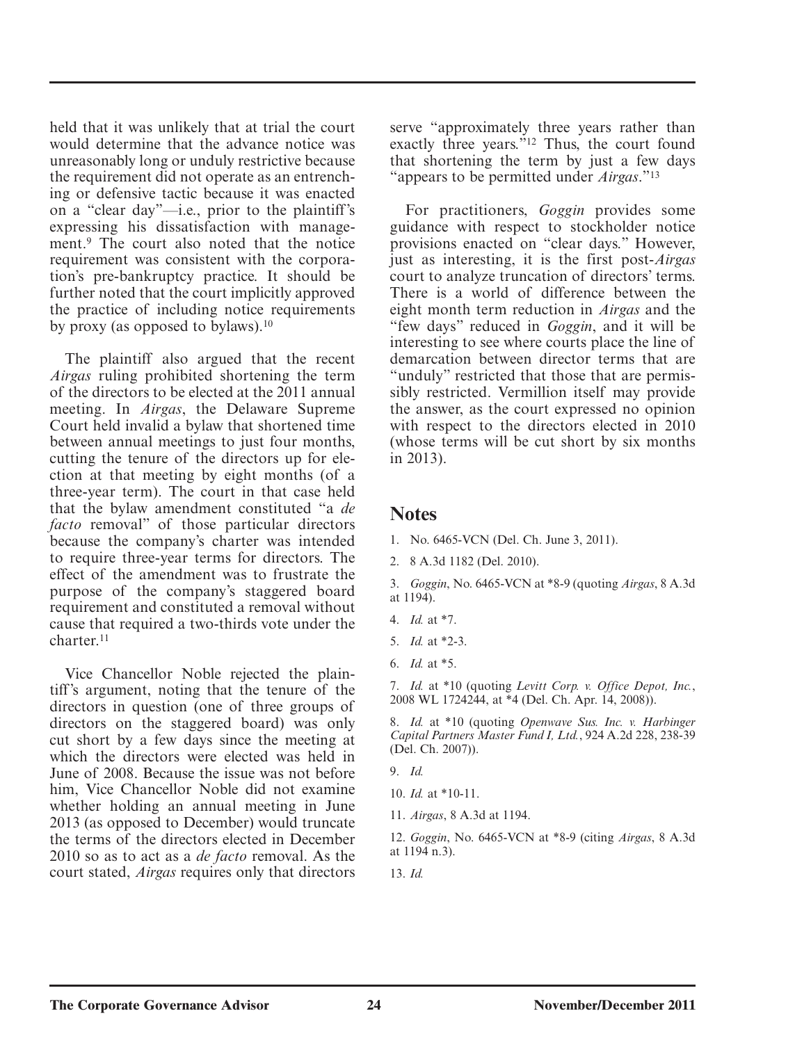held that it was unlikely that at trial the court would determine that the advance notice was unreasonably long or unduly restrictive because the requirement did not operate as an entrenching or defensive tactic because it was enacted on a "clear day"—i.e., prior to the plaintiff's expressing his dissatisfaction with management.[9] The court also noted that the notice requirement was consistent with the corporation's pre-bankruptcy practice. It should be further noted that the court implicitly approved the practice of including notice requirements by proxy (as opposed to bylaws).[10]

The plaintiff also argued that the recent *Airgas* ruling prohibited shortening the term of the directors to be elected at the 2011 annual meeting. In *Airgas*, the Delaware Supreme Court held invalid a bylaw that shortened time between annual meetings to just four months, cutting the tenure of the directors up for election at that meeting by eight months (of a three-year term). The court in that case held that the bylaw amendment constituted "a *de facto* removal" of those particular directors because the company's charter was intended to require three-year terms for directors. The effect of the amendment was to frustrate the purpose of the company's staggered board requirement and constituted a removal without cause that required a two-thirds vote under the charter.[11]

Vice Chancellor Noble rejected the plaintiff's argument, noting that the tenure of the directors in question (one of three groups of directors on the staggered board) was only cut short by a few days since the meeting at which the directors were elected was held in June of 2008. Because the issue was not before him, Vice Chancellor Noble did not examine whether holding an annual meeting in June 2013 (as opposed to December) would truncate the terms of the directors elected in December 2010 so as to act as a *de facto* removal. As the court stated, *Airgas* requires only that directors serve "approximately three years rather than exactly three years."[12] Thus, the court found that shortening the term by just a few days "appears to be permitted under *Airgas*."[13]

For practitioners, *Goggin* provides some guidance with respect to stockholder notice provisions enacted on "clear days." However, just as interesting, it is the first post-*Airgas* court to analyze truncation of directors' terms. There is a world of difference between the eight month term reduction in *Airgas* and the "few days" reduced in *Goggin*, and it will be interesting to see where courts place the line of demarcation between director terms that are "unduly" restricted that those that are permissibly restricted. Vermillion itself may provide the answer, as the court expressed no opinion with respect to the directors elected in 2010 (whose terms will be cut short by six months in 2013).

## Notes

1. No. 6465-VCN (Del. Ch. June 3, 2011).
2. 8 A.3d 1182 (Del. 2010).
3. *Goggin*, No. 6465-VCN at *8-9 (quoting *Airgas*, 8 A.3d at 1194).
4. *Id.* at *7.
5. *Id.* at *2-3.
6. *Id.* at *5.
7. *Id.* at *10 (quoting *Levitt Corp. v. Office Depot, Inc.*, 2008 WL 1724244, at *4 (Del. Ch. Apr. 14, 2008)).
8. *Id.* at *10 (quoting *Openwave Sus. Inc. v. Harbinger Capital Partners Master Fund I, Ltd.*, 924 A.2d 228, 238-39 (Del. Ch. 2007)).
9. *Id.*
10. *Id.* at *10-11.
11. *Airgas*, 8 A.3d at 1194.
12. *Goggin*, No. 6465-VCN at *8-9 (citing *Airgas*, 8 A.3d at 1194 n.3).
13. *Id.*